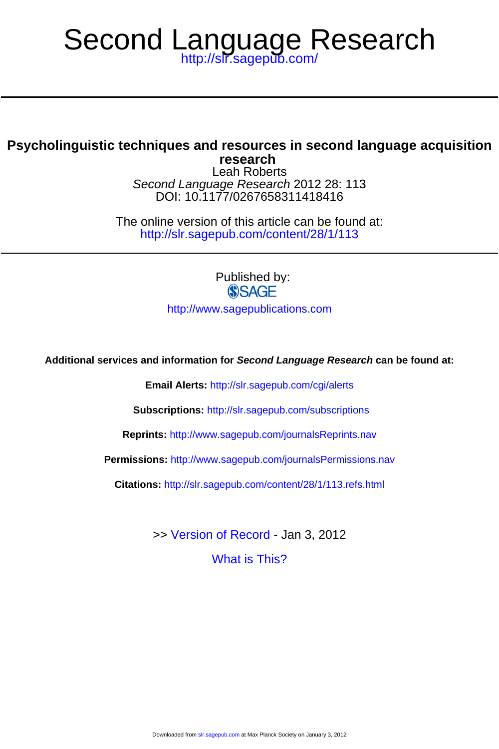# Second Language Research

http://slr.sagepub.com/

## Psycholinguistic techniques and resources in second language acquisition research

Leah Roberts

*Second Language Research* 2012 28: 113

DOI: 10.1177/0267658311418416

The online version of this article can be found at:

http://slr.sagepub.com/content/28/1/113

Published by:

SAGE

http://www.sagepublications.com

**Additional services and information for *Second Language Research* can be found at:**

**Email Alerts:** http://slr.sagepub.com/cgi/alerts

**Subscriptions:** http://slr.sagepub.com/subscriptions

**Reprints:** http://www.sagepub.com/journalsReprints.nav

**Permissions:** http://www.sagepub.com/journalsPermissions.nav

**Citations:** http://slr.sagepub.com/content/28/1/113.refs.html

>> Version of Record - Jan 3, 2012

What is This?

Downloaded from slr.sagepub.com at Max Planck Society on January 3, 2012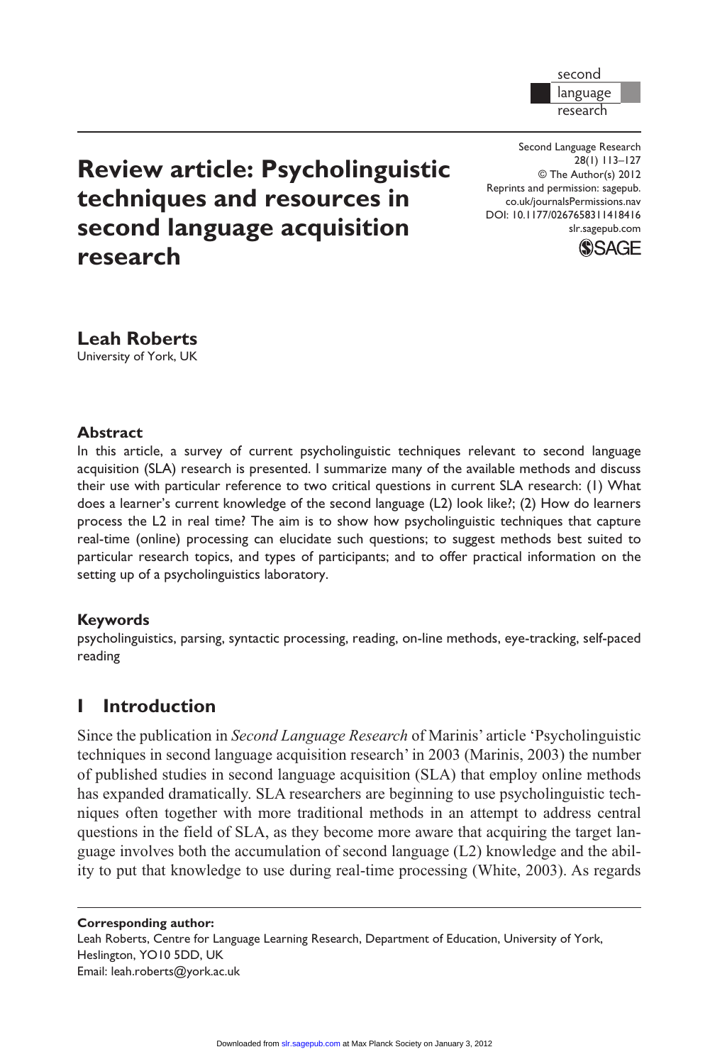# Review article: Psycholinguistic techniques and resources in second language acquisition research

**Leah Roberts**
University of York, UK

### Abstract

In this article, a survey of current psycholinguistic techniques relevant to second language acquisition (SLA) research is presented. I summarize many of the available methods and discuss their use with particular reference to two critical questions in current SLA research: (1) What does a learner's current knowledge of the second language (L2) look like?; (2) How do learners process the L2 in real time? The aim is to show how psycholinguistic techniques that capture real-time (online) processing can elucidate such questions; to suggest methods best suited to particular research topics, and types of participants; and to offer practical information on the setting up of a psycholinguistics laboratory.

### Keywords

psycholinguistics, parsing, syntactic processing, reading, on-line methods, eye-tracking, self-paced reading

## I Introduction

Since the publication in *Second Language Research* of Marinis' article 'Psycholinguistic techniques in second language acquisition research' in 2003 (Marinis, 2003) the number of published studies in second language acquisition (SLA) that employ online methods has expanded dramatically. SLA researchers are beginning to use psycholinguistic techniques often together with more traditional methods in an attempt to address central questions in the field of SLA, as they become more aware that acquiring the target language involves both the accumulation of second language (L2) knowledge and the ability to put that knowledge to use during real-time processing (White, 2003). As regards

**Corresponding author:**
Leah Roberts, Centre for Language Learning Research, Department of Education, University of York, Heslington, YO10 5DD, UK
Email: leah.roberts@york.ac.uk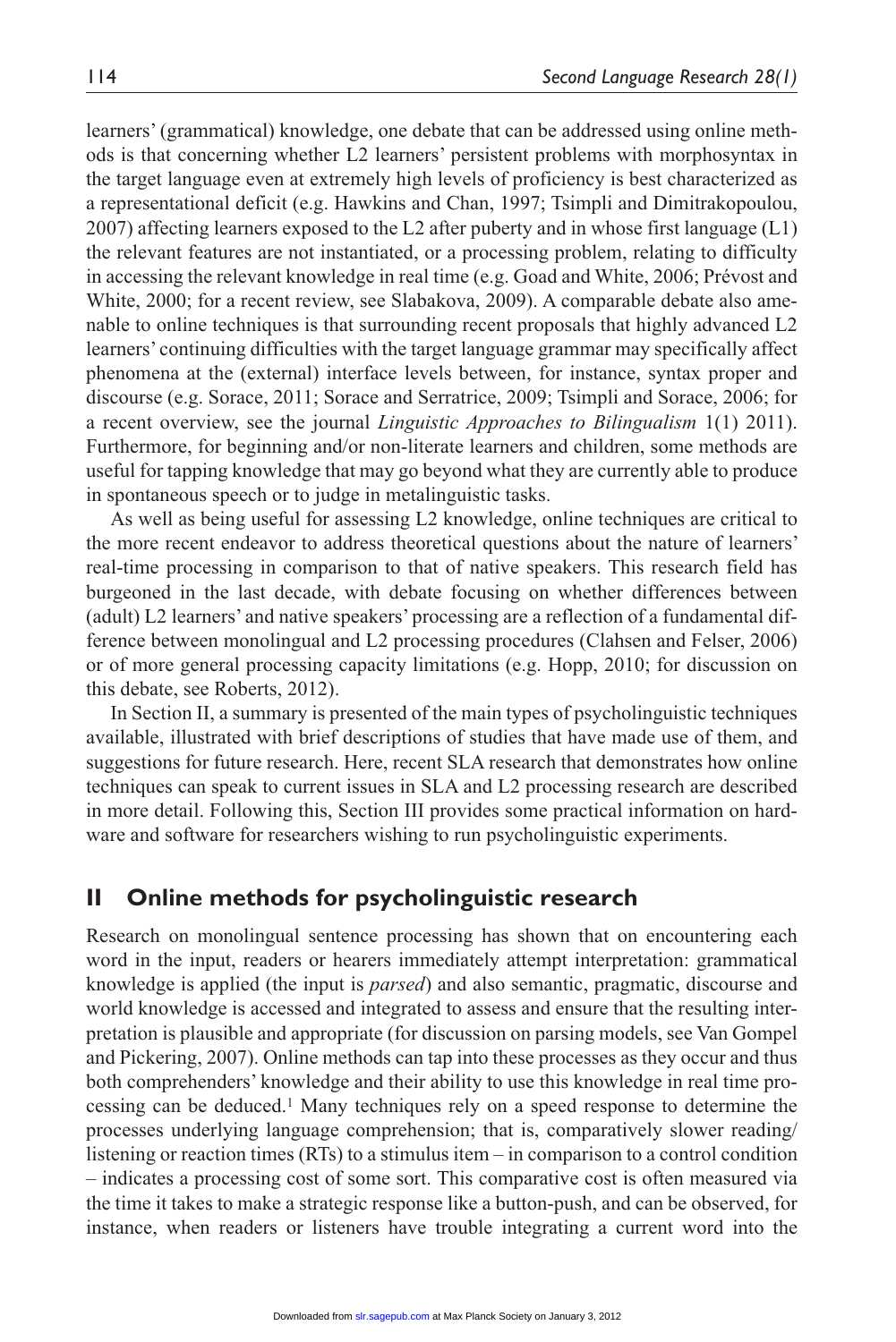learners' (grammatical) knowledge, one debate that can be addressed using online methods is that concerning whether L2 learners' persistent problems with morphosyntax in the target language even at extremely high levels of proficiency is best characterized as a representational deficit (e.g. Hawkins and Chan, 1997; Tsimpli and Dimitrakopoulou, 2007) affecting learners exposed to the L2 after puberty and in whose first language (L1) the relevant features are not instantiated, or a processing problem, relating to difficulty in accessing the relevant knowledge in real time (e.g. Goad and White, 2006; Prévost and White, 2000; for a recent review, see Slabakova, 2009). A comparable debate also amenable to online techniques is that surrounding recent proposals that highly advanced L2 learners' continuing difficulties with the target language grammar may specifically affect phenomena at the (external) interface levels between, for instance, syntax proper and discourse (e.g. Sorace, 2011; Sorace and Serratrice, 2009; Tsimpli and Sorace, 2006; for a recent overview, see the journal *Linguistic Approaches to Bilingualism* 1(1) 2011). Furthermore, for beginning and/or non-literate learners and children, some methods are useful for tapping knowledge that may go beyond what they are currently able to produce in spontaneous speech or to judge in metalinguistic tasks.

As well as being useful for assessing L2 knowledge, online techniques are critical to the more recent endeavor to address theoretical questions about the nature of learners' real-time processing in comparison to that of native speakers. This research field has burgeoned in the last decade, with debate focusing on whether differences between (adult) L2 learners' and native speakers' processing are a reflection of a fundamental difference between monolingual and L2 processing procedures (Clahsen and Felser, 2006) or of more general processing capacity limitations (e.g. Hopp, 2010; for discussion on this debate, see Roberts, 2012).

In Section II, a summary is presented of the main types of psycholinguistic techniques available, illustrated with brief descriptions of studies that have made use of them, and suggestions for future research. Here, recent SLA research that demonstrates how online techniques can speak to current issues in SLA and L2 processing research are described in more detail. Following this, Section III provides some practical information on hardware and software for researchers wishing to run psycholinguistic experiments.

## II Online methods for psycholinguistic research

Research on monolingual sentence processing has shown that on encountering each word in the input, readers or hearers immediately attempt interpretation: grammatical knowledge is applied (the input is *parsed*) and also semantic, pragmatic, discourse and world knowledge is accessed and integrated to assess and ensure that the resulting interpretation is plausible and appropriate (for discussion on parsing models, see Van Gompel and Pickering, 2007). Online methods can tap into these processes as they occur and thus both comprehenders' knowledge and their ability to use this knowledge in real time processing can be deduced.[1] Many techniques rely on a speed response to determine the processes underlying language comprehension; that is, comparatively slower reading/listening or reaction times (RTs) to a stimulus item – in comparison to a control condition – indicates a processing cost of some sort. This comparative cost is often measured via the time it takes to make a strategic response like a button-push, and can be observed, for instance, when readers or listeners have trouble integrating a current word into the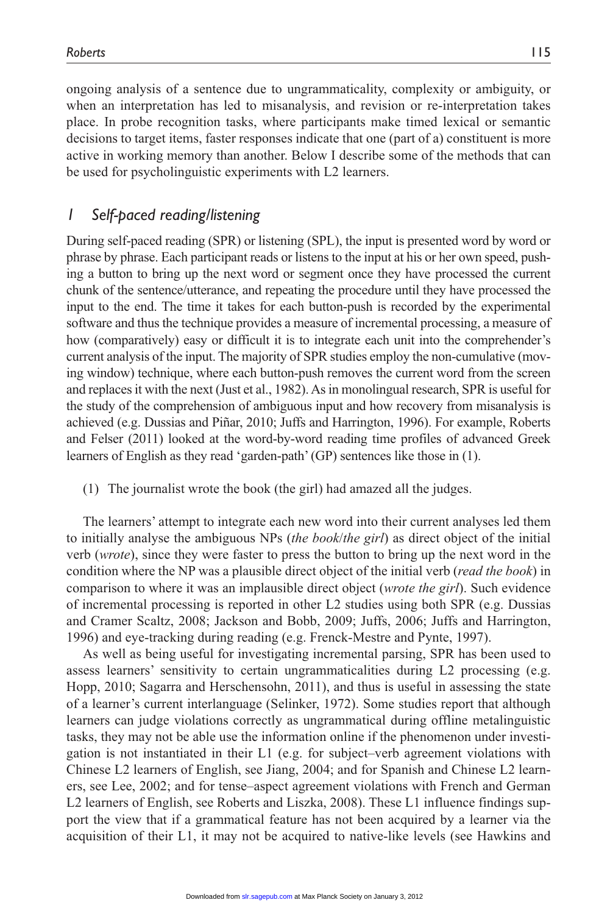ongoing analysis of a sentence due to ungrammaticality, complexity or ambiguity, or when an interpretation has led to misanalysis, and revision or re-interpretation takes place. In probe recognition tasks, where participants make timed lexical or semantic decisions to target items, faster responses indicate that one (part of a) constituent is more active in working memory than another. Below I describe some of the methods that can be used for psycholinguistic experiments with L2 learners.

## 1 Self-paced reading/listening

During self-paced reading (SPR) or listening (SPL), the input is presented word by word or phrase by phrase. Each participant reads or listens to the input at his or her own speed, pushing a button to bring up the next word or segment once they have processed the current chunk of the sentence/utterance, and repeating the procedure until they have processed the input to the end. The time it takes for each button-push is recorded by the experimental software and thus the technique provides a measure of incremental processing, a measure of how (comparatively) easy or difficult it is to integrate each unit into the comprehender's current analysis of the input. The majority of SPR studies employ the non-cumulative (moving window) technique, where each button-push removes the current word from the screen and replaces it with the next (Just et al., 1982). As in monolingual research, SPR is useful for the study of the comprehension of ambiguous input and how recovery from misanalysis is achieved (e.g. Dussias and Piñar, 2010; Juffs and Harrington, 1996). For example, Roberts and Felser (2011) looked at the word-by-word reading time profiles of advanced Greek learners of English as they read 'garden-path' (GP) sentences like those in (1).

(1) The journalist wrote the book (the girl) had amazed all the judges.

The learners' attempt to integrate each new word into their current analyses led them to initially analyse the ambiguous NPs (*the book*/*the girl*) as direct object of the initial verb (*wrote*), since they were faster to press the button to bring up the next word in the condition where the NP was a plausible direct object of the initial verb (*read the book*) in comparison to where it was an implausible direct object (*wrote the girl*). Such evidence of incremental processing is reported in other L2 studies using both SPR (e.g. Dussias and Cramer Scaltz, 2008; Jackson and Bobb, 2009; Juffs, 2006; Juffs and Harrington, 1996) and eye-tracking during reading (e.g. Frenck-Mestre and Pynte, 1997).

As well as being useful for investigating incremental parsing, SPR has been used to assess learners' sensitivity to certain ungrammaticalities during L2 processing (e.g. Hopp, 2010; Sagarra and Herschensohn, 2011), and thus is useful in assessing the state of a learner's current interlanguage (Selinker, 1972). Some studies report that although learners can judge violations correctly as ungrammatical during offline metalinguistic tasks, they may not be able use the information online if the phenomenon under investigation is not instantiated in their L1 (e.g. for subject–verb agreement violations with Chinese L2 learners of English, see Jiang, 2004; and for Spanish and Chinese L2 learners, see Lee, 2002; and for tense–aspect agreement violations with French and German L2 learners of English, see Roberts and Liszka, 2008). These L1 influence findings support the view that if a grammatical feature has not been acquired by a learner via the acquisition of their L1, it may not be acquired to native-like levels (see Hawkins and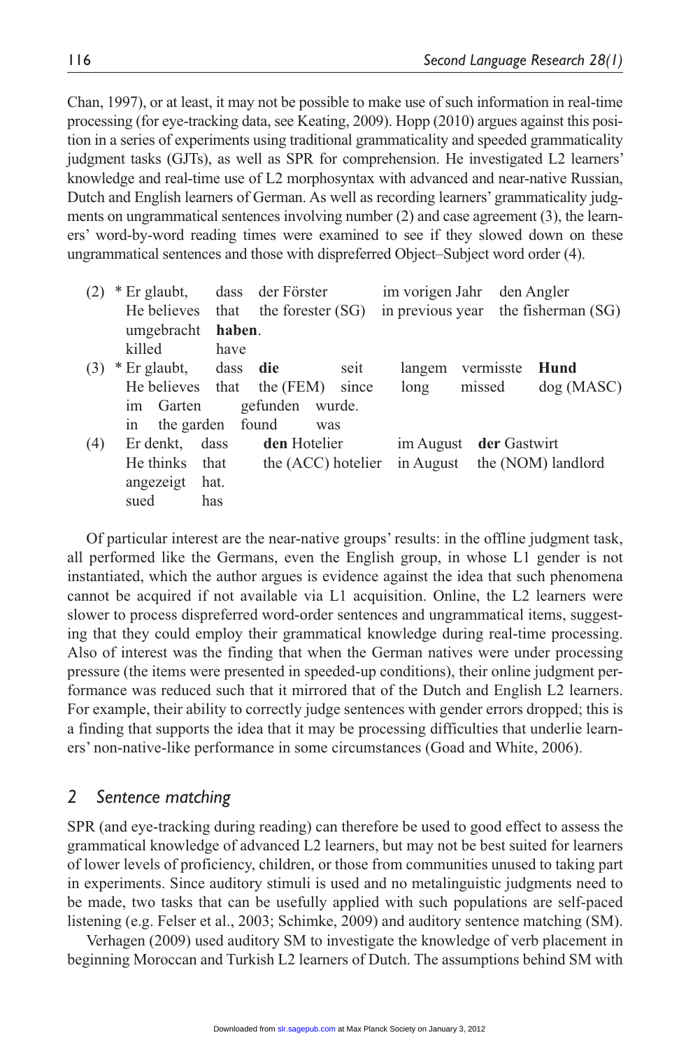Chan, 1997), or at least, it may not be possible to make use of such information in real-time processing (for eye-tracking data, see Keating, 2009). Hopp (2010) argues against this position in a series of experiments using traditional grammaticality and speeded grammaticality judgment tasks (GJTs), as well as SPR for comprehension. He investigated L2 learners' knowledge and real-time use of L2 morphosyntax with advanced and near-native Russian, Dutch and English learners of German. As well as recording learners' grammaticality judgments on ungrammatical sentences involving number (2) and case agreement (3), the learners' word-by-word reading times were examined to see if they slowed down on these ungrammatical sentences and those with dispreferred Object–Subject word order (4).

(2) * Er glaubt, dass der Förster im vorigen Jahr den Angler umgebracht **haben**.
He believes that the forester (SG) in previous year the fisherman (SG) killed have

(3) * Er glaubt, dass **die** seit langem vermisste **Hund** im Garten gefunden wurde.
He believes that the (FEM) since long missed dog (MASC) in the garden found was

(4) Er denkt, dass **den** Hotelier im August **der** Gastwirt angezeigt hat.
He thinks that the (ACC) hotelier in August the (NOM) landlord sued has

Of particular interest are the near-native groups' results: in the offline judgment task, all performed like the Germans, even the English group, in whose L1 gender is not instantiated, which the author argues is evidence against the idea that such phenomena cannot be acquired if not available via L1 acquisition. Online, the L2 learners were slower to process dispreferred word-order sentences and ungrammatical items, suggesting that they could employ their grammatical knowledge during real-time processing. Also of interest was the finding that when the German natives were under processing pressure (the items were presented in speeded-up conditions), their online judgment performance was reduced such that it mirrored that of the Dutch and English L2 learners. For example, their ability to correctly judge sentences with gender errors dropped; this is a finding that supports the idea that it may be processing difficulties that underlie learners' non-native-like performance in some circumstances (Goad and White, 2006).

## 2 *Sentence matching*

SPR (and eye-tracking during reading) can therefore be used to good effect to assess the grammatical knowledge of advanced L2 learners, but may not be best suited for learners of lower levels of proficiency, children, or those from communities unused to taking part in experiments. Since auditory stimuli is used and no metalinguistic judgments need to be made, two tasks that can be usefully applied with such populations are self-paced listening (e.g. Felser et al., 2003; Schimke, 2009) and auditory sentence matching (SM).

Verhagen (2009) used auditory SM to investigate the knowledge of verb placement in beginning Moroccan and Turkish L2 learners of Dutch. The assumptions behind SM with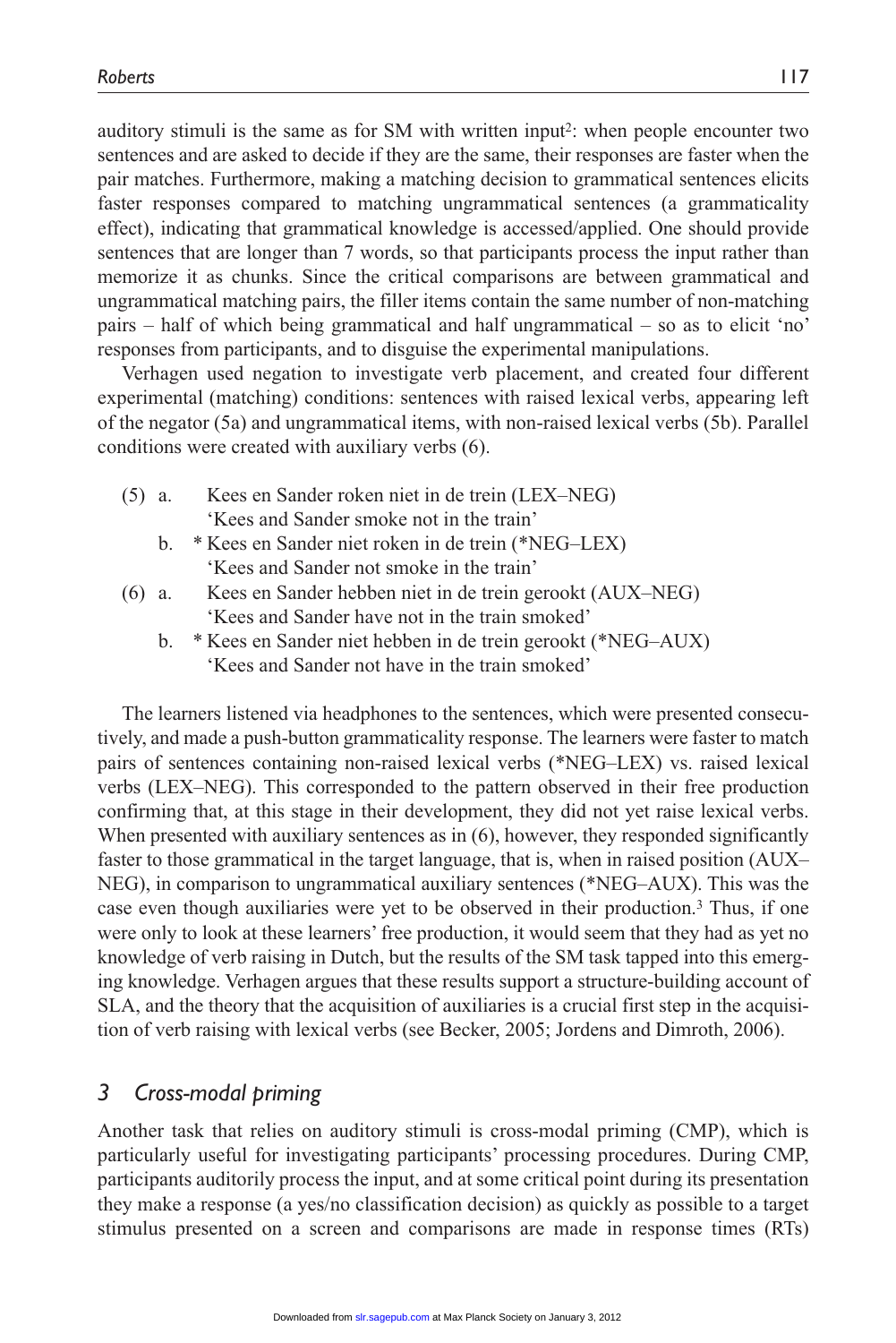auditory stimuli is the same as for SM with written input[2]: when people encounter two sentences and are asked to decide if they are the same, their responses are faster when the pair matches. Furthermore, making a matching decision to grammatical sentences elicits faster responses compared to matching ungrammatical sentences (a grammaticality effect), indicating that grammatical knowledge is accessed/applied. One should provide sentences that are longer than 7 words, so that participants process the input rather than memorize it as chunks. Since the critical comparisons are between grammatical and ungrammatical matching pairs, the filler items contain the same number of non-matching pairs – half of which being grammatical and half ungrammatical – so as to elicit 'no' responses from participants, and to disguise the experimental manipulations.

Verhagen used negation to investigate verb placement, and created four different experimental (matching) conditions: sentences with raised lexical verbs, appearing left of the negator (5a) and ungrammatical items, with non-raised lexical verbs (5b). Parallel conditions were created with auxiliary verbs (6).

(5) a. Kees en Sander roken niet in de trein (LEX–NEG)
'Kees and Sander smoke not in the train'
b. * Kees en Sander niet roken in de trein (*NEG–LEX)
'Kees and Sander not smoke in the train'

(6) a. Kees en Sander hebben niet in de trein gerookt (AUX–NEG)
'Kees and Sander have not in the train smoked'
b. * Kees en Sander niet hebben in de trein gerookt (*NEG–AUX)
'Kees and Sander not have in the train smoked'

The learners listened via headphones to the sentences, which were presented consecutively, and made a push-button grammaticality response. The learners were faster to match pairs of sentences containing non-raised lexical verbs (*NEG–LEX) vs. raised lexical verbs (LEX–NEG). This corresponded to the pattern observed in their free production confirming that, at this stage in their development, they did not yet raise lexical verbs. When presented with auxiliary sentences as in (6), however, they responded significantly faster to those grammatical in the target language, that is, when in raised position (AUX–NEG), in comparison to ungrammatical auxiliary sentences (*NEG–AUX). This was the case even though auxiliaries were yet to be observed in their production.[3] Thus, if one were only to look at these learners' free production, it would seem that they had as yet no knowledge of verb raising in Dutch, but the results of the SM task tapped into this emerging knowledge. Verhagen argues that these results support a structure-building account of SLA, and the theory that the acquisition of auxiliaries is a crucial first step in the acquisition of verb raising with lexical verbs (see Becker, 2005; Jordens and Dimroth, 2006).

## *3 Cross-modal priming*

Another task that relies on auditory stimuli is cross-modal priming (CMP), which is particularly useful for investigating participants' processing procedures. During CMP, participants auditorily process the input, and at some critical point during its presentation they make a response (a yes/no classification decision) as quickly as possible to a target stimulus presented on a screen and comparisons are made in response times (RTs)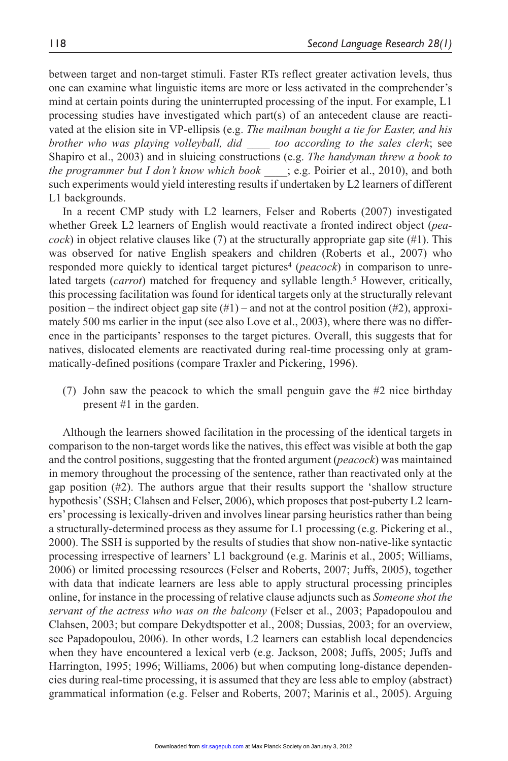between target and non-target stimuli. Faster RTs reflect greater activation levels, thus one can examine what linguistic items are more or less activated in the comprehender's mind at certain points during the uninterrupted processing of the input. For example, L1 processing studies have investigated which part(s) of an antecedent clause are reactivated at the elision site in VP-ellipsis (e.g. *The mailman bought a tie for Easter, and his brother who was playing volleyball, did ____ too according to the sales clerk*; see Shapiro et al., 2003) and in sluicing constructions (e.g. *The handyman threw a book to the programmer but I don't know which book* ____; e.g. Poirier et al., 2010), and both such experiments would yield interesting results if undertaken by L2 learners of different L1 backgrounds.

In a recent CMP study with L2 learners, Felser and Roberts (2007) investigated whether Greek L2 learners of English would reactivate a fronted indirect object (*peacock*) in object relative clauses like (7) at the structurally appropriate gap site (#1). This was observed for native English speakers and children (Roberts et al., 2007) who responded more quickly to identical target pictures[4] (*peacock*) in comparison to unrelated targets (*carrot*) matched for frequency and syllable length.[5] However, critically, this processing facilitation was found for identical targets only at the structurally relevant position – the indirect object gap site (#1) – and not at the control position (#2), approximately 500 ms earlier in the input (see also Love et al., 2003), where there was no difference in the participants' responses to the target pictures. Overall, this suggests that for natives, dislocated elements are reactivated during real-time processing only at grammatically-defined positions (compare Traxler and Pickering, 1996).

(7) John saw the peacock to which the small penguin gave the #2 nice birthday present #1 in the garden.

Although the learners showed facilitation in the processing of the identical targets in comparison to the non-target words like the natives, this effect was visible at both the gap and the control positions, suggesting that the fronted argument (*peacock*) was maintained in memory throughout the processing of the sentence, rather than reactivated only at the gap position (#2). The authors argue that their results support the 'shallow structure hypothesis' (SSH; Clahsen and Felser, 2006), which proposes that post-puberty L2 learners' processing is lexically-driven and involves linear parsing heuristics rather than being a structurally-determined process as they assume for L1 processing (e.g. Pickering et al., 2000). The SSH is supported by the results of studies that show non-native-like syntactic processing irrespective of learners' L1 background (e.g. Marinis et al., 2005; Williams, 2006) or limited processing resources (Felser and Roberts, 2007; Juffs, 2005), together with data that indicate learners are less able to apply structural processing principles online, for instance in the processing of relative clause adjuncts such as *Someone shot the servant of the actress who was on the balcony* (Felser et al., 2003; Papadopoulou and Clahsen, 2003; but compare Dekydtspotter et al., 2008; Dussias, 2003; for an overview, see Papadopoulou, 2006). In other words, L2 learners can establish local dependencies when they have encountered a lexical verb (e.g. Jackson, 2008; Juffs, 2005; Juffs and Harrington, 1995; 1996; Williams, 2006) but when computing long-distance dependencies during real-time processing, it is assumed that they are less able to employ (abstract) grammatical information (e.g. Felser and Roberts, 2007; Marinis et al., 2005). Arguing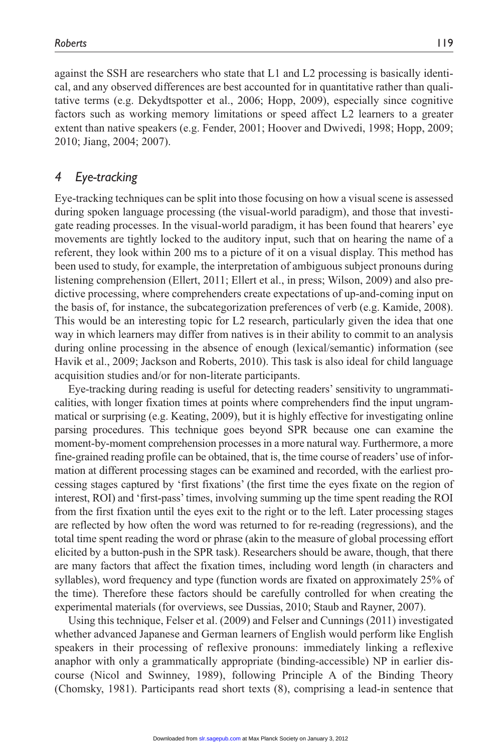against the SSH are researchers who state that L1 and L2 processing is basically identical, and any observed differences are best accounted for in quantitative rather than qualitative terms (e.g. Dekydtspotter et al., 2006; Hopp, 2009), especially since cognitive factors such as working memory limitations or speed affect L2 learners to a greater extent than native speakers (e.g. Fender, 2001; Hoover and Dwivedi, 1998; Hopp, 2009; 2010; Jiang, 2004; 2007).

## *4 Eye-tracking*

Eye-tracking techniques can be split into those focusing on how a visual scene is assessed during spoken language processing (the visual-world paradigm), and those that investigate reading processes. In the visual-world paradigm, it has been found that hearers' eye movements are tightly locked to the auditory input, such that on hearing the name of a referent, they look within 200 ms to a picture of it on a visual display. This method has been used to study, for example, the interpretation of ambiguous subject pronouns during listening comprehension (Ellert, 2011; Ellert et al., in press; Wilson, 2009) and also predictive processing, where comprehenders create expectations of up-and-coming input on the basis of, for instance, the subcategorization preferences of verb (e.g. Kamide, 2008). This would be an interesting topic for L2 research, particularly given the idea that one way in which learners may differ from natives is in their ability to commit to an analysis during online processing in the absence of enough (lexical/semantic) information (see Havik et al., 2009; Jackson and Roberts, 2010). This task is also ideal for child language acquisition studies and/or for non-literate participants.

Eye-tracking during reading is useful for detecting readers' sensitivity to ungrammaticalities, with longer fixation times at points where comprehenders find the input ungrammatical or surprising (e.g. Keating, 2009), but it is highly effective for investigating online parsing procedures. This technique goes beyond SPR because one can examine the moment-by-moment comprehension processes in a more natural way. Furthermore, a more fine-grained reading profile can be obtained, that is, the time course of readers' use of information at different processing stages can be examined and recorded, with the earliest processing stages captured by 'first fixations' (the first time the eyes fixate on the region of interest, ROI) and 'first-pass' times, involving summing up the time spent reading the ROI from the first fixation until the eyes exit to the right or to the left. Later processing stages are reflected by how often the word was returned to for re-reading (regressions), and the total time spent reading the word or phrase (akin to the measure of global processing effort elicited by a button-push in the SPR task). Researchers should be aware, though, that there are many factors that affect the fixation times, including word length (in characters and syllables), word frequency and type (function words are fixated on approximately 25% of the time). Therefore these factors should be carefully controlled for when creating the experimental materials (for overviews, see Dussias, 2010; Staub and Rayner, 2007).

Using this technique, Felser et al. (2009) and Felser and Cunnings (2011) investigated whether advanced Japanese and German learners of English would perform like English speakers in their processing of reflexive pronouns: immediately linking a reflexive anaphor with only a grammatically appropriate (binding-accessible) NP in earlier discourse (Nicol and Swinney, 1989), following Principle A of the Binding Theory (Chomsky, 1981). Participants read short texts (8), comprising a lead-in sentence that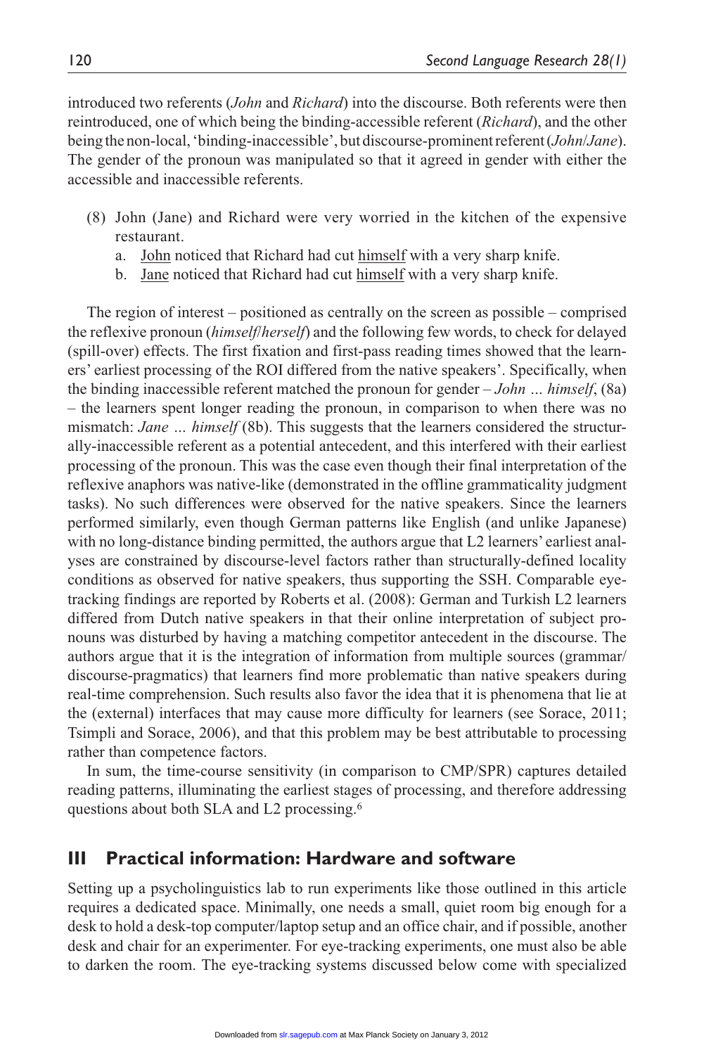introduced two referents (*John* and *Richard*) into the discourse. Both referents were then reintroduced, one of which being the binding-accessible referent (*Richard*), and the other being the non-local, 'binding-inaccessible', but discourse-prominent referent (*John*/*Jane*). The gender of the pronoun was manipulated so that it agreed in gender with either the accessible and inaccessible referents.

(8) John (Jane) and Richard were very worried in the kitchen of the expensive restaurant.
  a. John noticed that Richard had cut himself with a very sharp knife.
  b. Jane noticed that Richard had cut himself with a very sharp knife.

The region of interest – positioned as centrally on the screen as possible – comprised the reflexive pronoun (*himself*/*herself*) and the following few words, to check for delayed (spill-over) effects. The first fixation and first-pass reading times showed that the learners' earliest processing of the ROI differed from the native speakers'. Specifically, when the binding inaccessible referent matched the pronoun for gender – *John … himself*, (8a) – the learners spent longer reading the pronoun, in comparison to when there was no mismatch: *Jane … himself* (8b). This suggests that the learners considered the structurally-inaccessible referent as a potential antecedent, and this interfered with their earliest processing of the pronoun. This was the case even though their final interpretation of the reflexive anaphors was native-like (demonstrated in the offline grammaticality judgment tasks). No such differences were observed for the native speakers. Since the learners performed similarly, even though German patterns like English (and unlike Japanese) with no long-distance binding permitted, the authors argue that L2 learners' earliest analyses are constrained by discourse-level factors rather than structurally-defined locality conditions as observed for native speakers, thus supporting the SSH. Comparable eye-tracking findings are reported by Roberts et al. (2008): German and Turkish L2 learners differed from Dutch native speakers in that their online interpretation of subject pronouns was disturbed by having a matching competitor antecedent in the discourse. The authors argue that it is the integration of information from multiple sources (grammar/discourse-pragmatics) that learners find more problematic than native speakers during real-time comprehension. Such results also favor the idea that it is phenomena that lie at the (external) interfaces that may cause more difficulty for learners (see Sorace, 2011; Tsimpli and Sorace, 2006), and that this problem may be best attributable to processing rather than competence factors.

In sum, the time-course sensitivity (in comparison to CMP/SPR) captures detailed reading patterns, illuminating the earliest stages of processing, and therefore addressing questions about both SLA and L2 processing.[6]

## III Practical information: Hardware and software

Setting up a psycholinguistics lab to run experiments like those outlined in this article requires a dedicated space. Minimally, one needs a small, quiet room big enough for a desk to hold a desk-top computer/laptop setup and an office chair, and if possible, another desk and chair for an experimenter. For eye-tracking experiments, one must also be able to darken the room. The eye-tracking systems discussed below come with specialized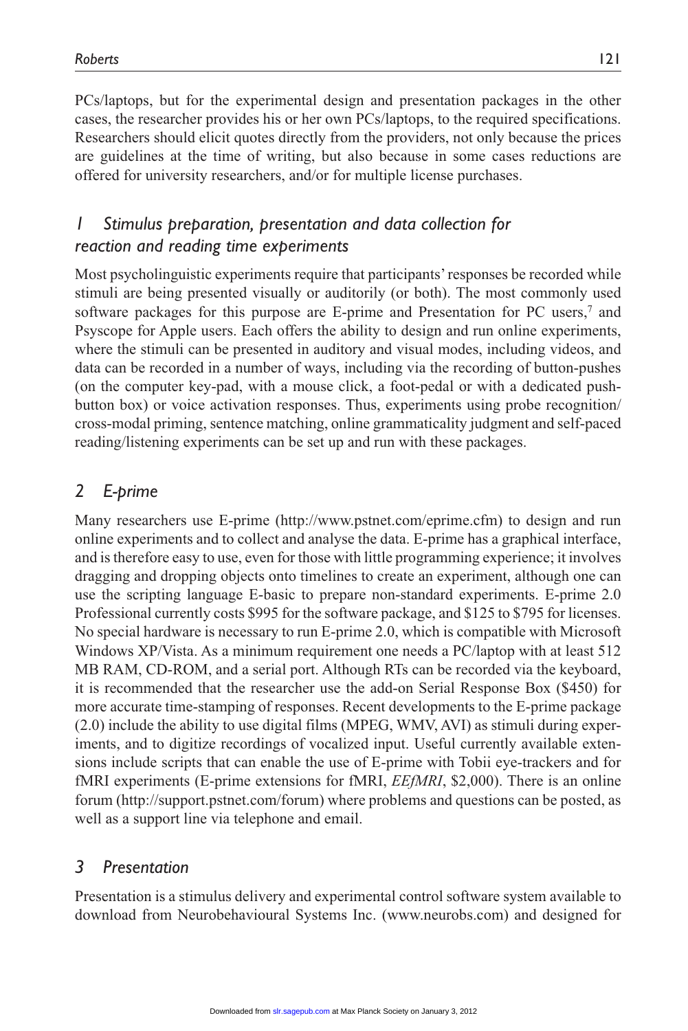PCs/laptops, but for the experimental design and presentation packages in the other cases, the researcher provides his or her own PCs/laptops, to the required specifications. Researchers should elicit quotes directly from the providers, not only because the prices are guidelines at the time of writing, but also because in some cases reductions are offered for university researchers, and/or for multiple license purchases.

## *1 Stimulus preparation, presentation and data collection for reaction and reading time experiments*

Most psycholinguistic experiments require that participants' responses be recorded while stimuli are being presented visually or auditorily (or both). The most commonly used software packages for this purpose are E-prime and Presentation for PC users,[7] and Psyscope for Apple users. Each offers the ability to design and run online experiments, where the stimuli can be presented in auditory and visual modes, including videos, and data can be recorded in a number of ways, including via the recording of button-pushes (on the computer key-pad, with a mouse click, a foot-pedal or with a dedicated push-button box) or voice activation responses. Thus, experiments using probe recognition/cross-modal priming, sentence matching, online grammaticality judgment and self-paced reading/listening experiments can be set up and run with these packages.

## *2 E-prime*

Many researchers use E-prime (http://www.pstnet.com/eprime.cfm) to design and run online experiments and to collect and analyse the data. E-prime has a graphical interface, and is therefore easy to use, even for those with little programming experience; it involves dragging and dropping objects onto timelines to create an experiment, although one can use the scripting language E-basic to prepare non-standard experiments. E-prime 2.0 Professional currently costs $995 for the software package, and $125 to $795 for licenses. No special hardware is necessary to run E-prime 2.0, which is compatible with Microsoft Windows XP/Vista. As a minimum requirement one needs a PC/laptop with at least 512 MB RAM, CD-ROM, and a serial port. Although RTs can be recorded via the keyboard, it is recommended that the researcher use the add-on Serial Response Box ($450) for more accurate time-stamping of responses. Recent developments to the E-prime package (2.0) include the ability to use digital films (MPEG, WMV, AVI) as stimuli during experiments, and to digitize recordings of vocalized input. Useful currently available extensions include scripts that can enable the use of E-prime with Tobii eye-trackers and for fMRI experiments (E-prime extensions for fMRI, *EEfMRI*, $2,000). There is an online forum (http://support.pstnet.com/forum) where problems and questions can be posted, as well as a support line via telephone and email.

## *3 Presentation*

Presentation is a stimulus delivery and experimental control software system available to download from Neurobehavioural Systems Inc. (www.neurobs.com) and designed for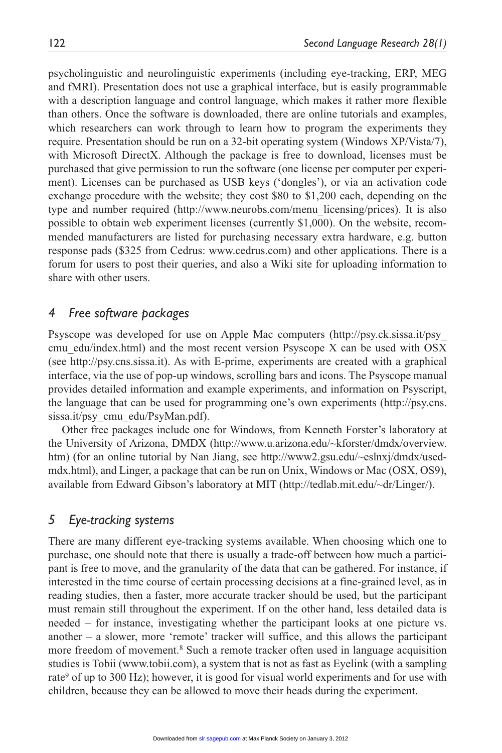psycholinguistic and neurolinguistic experiments (including eye-tracking, ERP, MEG and fMRI). Presentation does not use a graphical interface, but is easily programmable with a description language and control language, which makes it rather more flexible than others. Once the software is downloaded, there are online tutorials and examples, which researchers can work through to learn how to program the experiments they require. Presentation should be run on a 32-bit operating system (Windows XP/Vista/7), with Microsoft DirectX. Although the package is free to download, licenses must be purchased that give permission to run the software (one license per computer per experiment). Licenses can be purchased as USB keys ('dongles'), or via an activation code exchange procedure with the website; they cost $80 to $1,200 each, depending on the type and number required (http://www.neurobs.com/menu_licensing/prices). It is also possible to obtain web experiment licenses (currently $1,000). On the website, recommended manufacturers are listed for purchasing necessary extra hardware, e.g. button response pads ($325 from Cedrus: www.cedrus.com) and other applications. There is a forum for users to post their queries, and also a Wiki site for uploading information to share with other users.

## 4 Free software packages

Psyscope was developed for use on Apple Mac computers (http://psy.ck.sissa.it/psy_cmu_edu/index.html) and the most recent version Psyscope X can be used with OSX (see http://psy.cns.sissa.it). As with E-prime, experiments are created with a graphical interface, via the use of pop-up windows, scrolling bars and icons. The Psyscope manual provides detailed information and example experiments, and information on Psyscript, the language that can be used for programming one's own experiments (http://psy.cns.sissa.it/psy_cmu_edu/PsyMan.pdf).

Other free packages include one for Windows, from Kenneth Forster's laboratory at the University of Arizona, DMDX (http://www.u.arizona.edu/~kforster/dmdx/overview.htm) (for an online tutorial by Nan Jiang, see http://www2.gsu.edu/~eslnxj/dmdx/used-mdx.html), and Linger, a package that can be run on Unix, Windows or Mac (OSX, OS9), available from Edward Gibson's laboratory at MIT (http://tedlab.mit.edu/~dr/Linger/).

## 5 Eye-tracking systems

There are many different eye-tracking systems available. When choosing which one to purchase, one should note that there is usually a trade-off between how much a participant is free to move, and the granularity of the data that can be gathered. For instance, if interested in the time course of certain processing decisions at a fine-grained level, as in reading studies, then a faster, more accurate tracker should be used, but the participant must remain still throughout the experiment. If on the other hand, less detailed data is needed – for instance, investigating whether the participant looks at one picture vs. another – a slower, more 'remote' tracker will suffice, and this allows the participant more freedom of movement.[8] Such a remote tracker often used in language acquisition studies is Tobii (www.tobii.com), a system that is not as fast as Eyelink (with a sampling rate[9] of up to 300 Hz); however, it is good for visual world experiments and for use with children, because they can be allowed to move their heads during the experiment.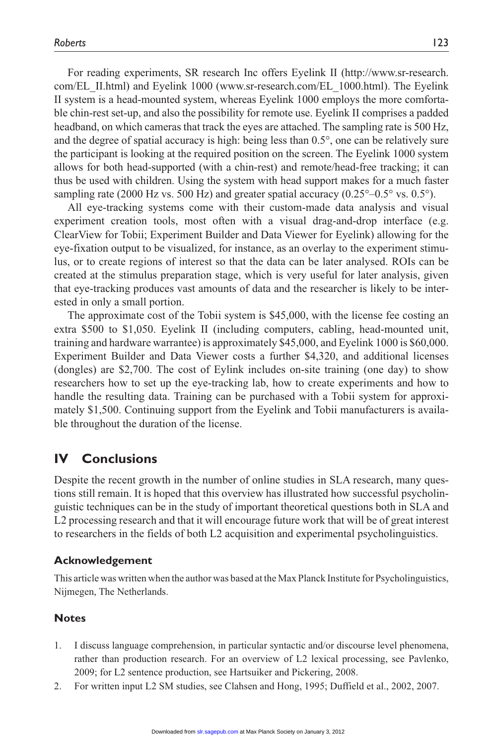For reading experiments, SR research Inc offers Eyelink II (http://www.sr-research.com/EL_II.html) and Eyelink 1000 (www.sr-research.com/EL_1000.html). The Eyelink II system is a head-mounted system, whereas Eyelink 1000 employs the more comfortable chin-rest set-up, and also the possibility for remote use. Eyelink II comprises a padded headband, on which cameras that track the eyes are attached. The sampling rate is 500 Hz, and the degree of spatial accuracy is high: being less than 0.5°, one can be relatively sure the participant is looking at the required position on the screen. The Eyelink 1000 system allows for both head-supported (with a chin-rest) and remote/head-free tracking; it can thus be used with children. Using the system with head support makes for a much faster sampling rate (2000 Hz vs. 500 Hz) and greater spatial accuracy (0.25°–0.5° vs. 0.5°).

All eye-tracking systems come with their custom-made data analysis and visual experiment creation tools, most often with a visual drag-and-drop interface (e.g. ClearView for Tobii; Experiment Builder and Data Viewer for Eyelink) allowing for the eye-fixation output to be visualized, for instance, as an overlay to the experiment stimulus, or to create regions of interest so that the data can be later analysed. ROIs can be created at the stimulus preparation stage, which is very useful for later analysis, given that eye-tracking produces vast amounts of data and the researcher is likely to be interested in only a small portion.

The approximate cost of the Tobii system is $45,000, with the license fee costing an extra $500 to $1,050. Eyelink II (including computers, cabling, head-mounted unit, training and hardware warrantee) is approximately $45,000, and Eyelink 1000 is $60,000. Experiment Builder and Data Viewer costs a further $4,320, and additional licenses (dongles) are $2,700. The cost of Eylink includes on-site training (one day) to show researchers how to set up the eye-tracking lab, how to create experiments and how to handle the resulting data. Training can be purchased with a Tobii system for approximately $1,500. Continuing support from the Eyelink and Tobii manufacturers is available throughout the duration of the license.

## IV Conclusions

Despite the recent growth in the number of online studies in SLA research, many questions still remain. It is hoped that this overview has illustrated how successful psycholinguistic techniques can be in the study of important theoretical questions both in SLA and L2 processing research and that it will encourage future work that will be of great interest to researchers in the fields of both L2 acquisition and experimental psycholinguistics.

### Acknowledgement

This article was written when the author was based at the Max Planck Institute for Psycholinguistics, Nijmegen, The Netherlands.

### Notes

1. I discuss language comprehension, in particular syntactic and/or discourse level phenomena, rather than production research. For an overview of L2 lexical processing, see Pavlenko, 2009; for L2 sentence production, see Hartsuiker and Pickering, 2008.
2. For written input L2 SM studies, see Clahsen and Hong, 1995; Duffield et al., 2002, 2007.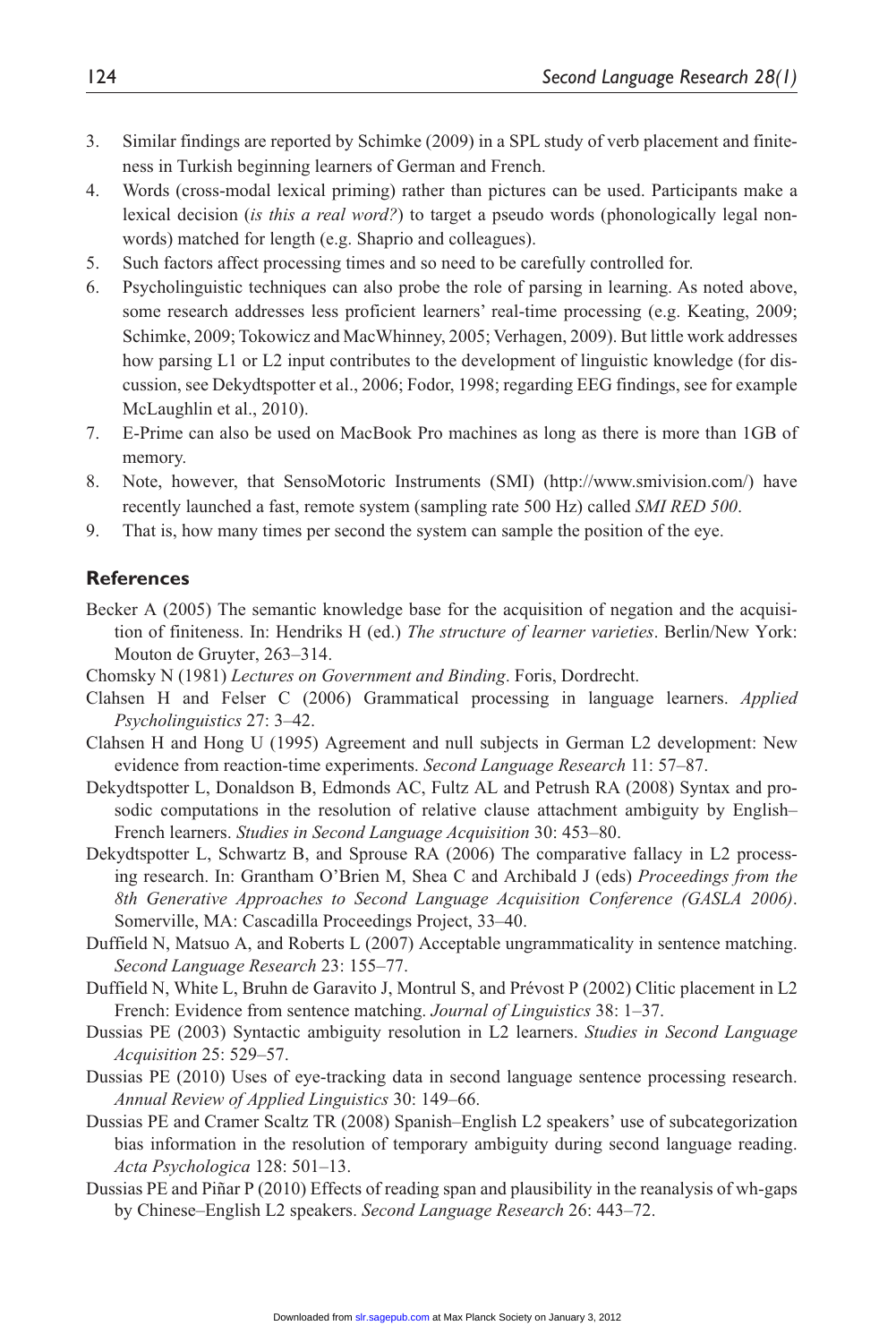3. Similar findings are reported by Schimke (2009) in a SPL study of verb placement and finiteness in Turkish beginning learners of German and French.
4. Words (cross-modal lexical priming) rather than pictures can be used. Participants make a lexical decision (*is this a real word?*) to target a pseudo words (phonologically legal nonwords) matched for length (e.g. Shaprio and colleagues).
5. Such factors affect processing times and so need to be carefully controlled for.
6. Psycholinguistic techniques can also probe the role of parsing in learning. As noted above, some research addresses less proficient learners' real-time processing (e.g. Keating, 2009; Schimke, 2009; Tokowicz and MacWhinney, 2005; Verhagen, 2009). But little work addresses how parsing L1 or L2 input contributes to the development of linguistic knowledge (for discussion, see Dekydtspotter et al., 2006; Fodor, 1998; regarding EEG findings, see for example McLaughlin et al., 2010).
7. E-Prime can also be used on MacBook Pro machines as long as there is more than 1GB of memory.
8. Note, however, that SensoMotoric Instruments (SMI) (http://www.smivision.com/) have recently launched a fast, remote system (sampling rate 500 Hz) called *SMI RED 500*.
9. That is, how many times per second the system can sample the position of the eye.

## References

Becker A (2005) The semantic knowledge base for the acquisition of negation and the acquisition of finiteness. In: Hendriks H (ed.) *The structure of learner varieties*. Berlin/New York: Mouton de Gruyter, 263–314.

Chomsky N (1981) *Lectures on Government and Binding*. Foris, Dordrecht.

Clahsen H and Felser C (2006) Grammatical processing in language learners. *Applied Psycholinguistics* 27: 3–42.

Clahsen H and Hong U (1995) Agreement and null subjects in German L2 development: New evidence from reaction-time experiments. *Second Language Research* 11: 57–87.

Dekydtspotter L, Donaldson B, Edmonds AC, Fultz AL and Petrush RA (2008) Syntax and prosodic computations in the resolution of relative clause attachment ambiguity by English–French learners. *Studies in Second Language Acquisition* 30: 453–80.

Dekydtspotter L, Schwartz B, and Sprouse RA (2006) The comparative fallacy in L2 processing research. In: Grantham O'Brien M, Shea C and Archibald J (eds) *Proceedings from the 8th Generative Approaches to Second Language Acquisition Conference (GASLA 2006)*. Somerville, MA: Cascadilla Proceedings Project, 33–40.

Duffield N, Matsuo A, and Roberts L (2007) Acceptable ungrammaticality in sentence matching. *Second Language Research* 23: 155–77.

Duffield N, White L, Bruhn de Garavito J, Montrul S, and Prévost P (2002) Clitic placement in L2 French: Evidence from sentence matching. *Journal of Linguistics* 38: 1–37.

Dussias PE (2003) Syntactic ambiguity resolution in L2 learners. *Studies in Second Language Acquisition* 25: 529–57.

Dussias PE (2010) Uses of eye-tracking data in second language sentence processing research. *Annual Review of Applied Linguistics* 30: 149–66.

Dussias PE and Cramer Scaltz TR (2008) Spanish–English L2 speakers' use of subcategorization bias information in the resolution of temporary ambiguity during second language reading. *Acta Psychologica* 128: 501–13.

Dussias PE and Piñar P (2010) Effects of reading span and plausibility in the reanalysis of wh-gaps by Chinese–English L2 speakers. *Second Language Research* 26: 443–72.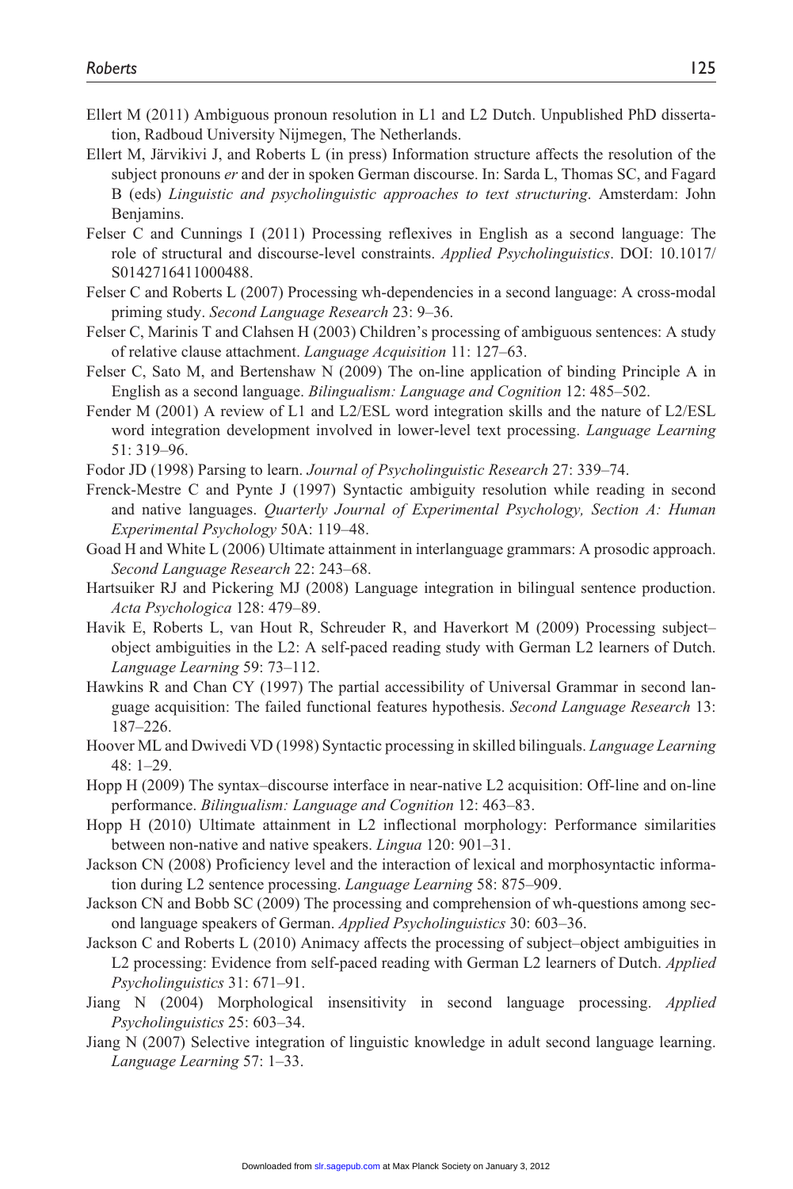Ellert M (2011) Ambiguous pronoun resolution in L1 and L2 Dutch. Unpublished PhD dissertation, Radboud University Nijmegen, The Netherlands.

Ellert M, Järvikivi J, and Roberts L (in press) Information structure affects the resolution of the subject pronouns *er* and der in spoken German discourse. In: Sarda L, Thomas SC, and Fagard B (eds) *Linguistic and psycholinguistic approaches to text structuring*. Amsterdam: John Benjamins.

Felser C and Cunnings I (2011) Processing reflexives in English as a second language: The role of structural and discourse-level constraints. *Applied Psycholinguistics*. DOI: 10.1017/S0142716411000488.

Felser C and Roberts L (2007) Processing wh-dependencies in a second language: A cross-modal priming study. *Second Language Research* 23: 9–36.

Felser C, Marinis T and Clahsen H (2003) Children's processing of ambiguous sentences: A study of relative clause attachment. *Language Acquisition* 11: 127–63.

Felser C, Sato M, and Bertenshaw N (2009) The on-line application of binding Principle A in English as a second language. *Bilingualism: Language and Cognition* 12: 485–502.

Fender M (2001) A review of L1 and L2/ESL word integration skills and the nature of L2/ESL word integration development involved in lower-level text processing. *Language Learning* 51: 319–96.

Fodor JD (1998) Parsing to learn. *Journal of Psycholinguistic Research* 27: 339–74.

Frenck-Mestre C and Pynte J (1997) Syntactic ambiguity resolution while reading in second and native languages. *Quarterly Journal of Experimental Psychology, Section A: Human Experimental Psychology* 50A: 119–48.

Goad H and White L (2006) Ultimate attainment in interlanguage grammars: A prosodic approach. *Second Language Research* 22: 243–68.

Hartsuiker RJ and Pickering MJ (2008) Language integration in bilingual sentence production. *Acta Psychologica* 128: 479–89.

Havik E, Roberts L, van Hout R, Schreuder R, and Haverkort M (2009) Processing subject–object ambiguities in the L2: A self-paced reading study with German L2 learners of Dutch. *Language Learning* 59: 73–112.

Hawkins R and Chan CY (1997) The partial accessibility of Universal Grammar in second language acquisition: The failed functional features hypothesis. *Second Language Research* 13: 187–226.

Hoover ML and Dwivedi VD (1998) Syntactic processing in skilled bilinguals. *Language Learning* 48: 1–29.

Hopp H (2009) The syntax–discourse interface in near-native L2 acquisition: Off-line and on-line performance. *Bilingualism: Language and Cognition* 12: 463–83.

Hopp H (2010) Ultimate attainment in L2 inflectional morphology: Performance similarities between non-native and native speakers. *Lingua* 120: 901–31.

Jackson CN (2008) Proficiency level and the interaction of lexical and morphosyntactic information during L2 sentence processing. *Language Learning* 58: 875–909.

Jackson CN and Bobb SC (2009) The processing and comprehension of wh-questions among second language speakers of German. *Applied Psycholinguistics* 30: 603–36.

Jackson C and Roberts L (2010) Animacy affects the processing of subject–object ambiguities in L2 processing: Evidence from self-paced reading with German L2 learners of Dutch. *Applied Psycholinguistics* 31: 671–91.

Jiang N (2004) Morphological insensitivity in second language processing. *Applied Psycholinguistics* 25: 603–34.

Jiang N (2007) Selective integration of linguistic knowledge in adult second language learning. *Language Learning* 57: 1–33.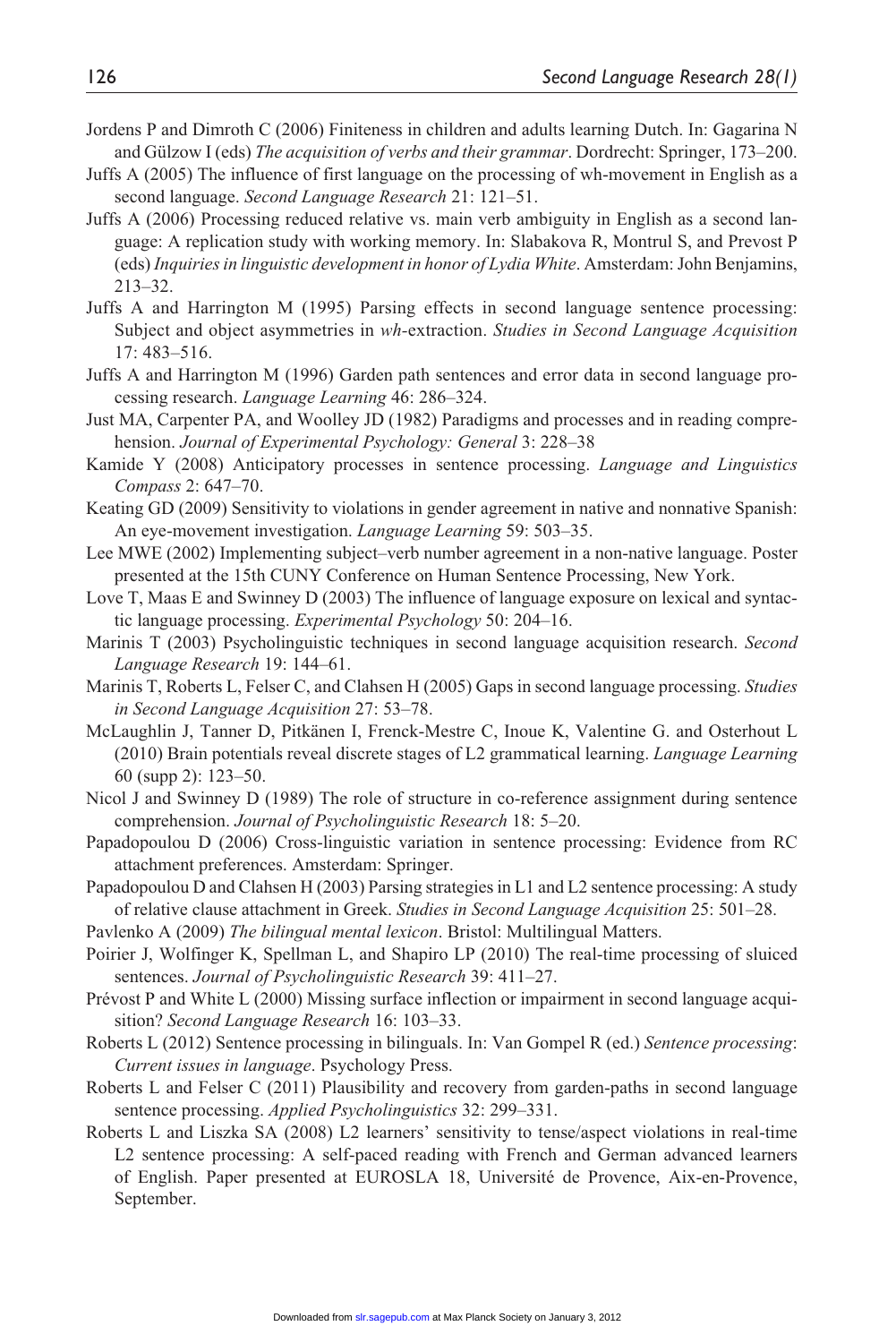Jordens P and Dimroth C (2006) Finiteness in children and adults learning Dutch. In: Gagarina N and Gülzow I (eds) *The acquisition of verbs and their grammar*. Dordrecht: Springer, 173–200.

Juffs A (2005) The influence of first language on the processing of wh-movement in English as a second language. *Second Language Research* 21: 121–51.

Juffs A (2006) Processing reduced relative vs. main verb ambiguity in English as a second language: A replication study with working memory. In: Slabakova R, Montrul S, and Prevost P (eds) *Inquiries in linguistic development in honor of Lydia White*. Amsterdam: John Benjamins, 213–32.

Juffs A and Harrington M (1995) Parsing effects in second language sentence processing: Subject and object asymmetries in *wh*-extraction. *Studies in Second Language Acquisition* 17: 483–516.

Juffs A and Harrington M (1996) Garden path sentences and error data in second language processing research. *Language Learning* 46: 286–324.

Just MA, Carpenter PA, and Woolley JD (1982) Paradigms and processes and in reading comprehension. *Journal of Experimental Psychology: General* 3: 228–38

Kamide Y (2008) Anticipatory processes in sentence processing. *Language and Linguistics Compass* 2: 647–70.

Keating GD (2009) Sensitivity to violations in gender agreement in native and nonnative Spanish: An eye-movement investigation. *Language Learning* 59: 503–35.

Lee MWE (2002) Implementing subject–verb number agreement in a non-native language. Poster presented at the 15th CUNY Conference on Human Sentence Processing, New York.

Love T, Maas E and Swinney D (2003) The influence of language exposure on lexical and syntactic language processing. *Experimental Psychology* 50: 204–16.

Marinis T (2003) Psycholinguistic techniques in second language acquisition research. *Second Language Research* 19: 144–61.

Marinis T, Roberts L, Felser C, and Clahsen H (2005) Gaps in second language processing. *Studies in Second Language Acquisition* 27: 53–78.

McLaughlin J, Tanner D, Pitkänen I, Frenck-Mestre C, Inoue K, Valentine G. and Osterhout L (2010) Brain potentials reveal discrete stages of L2 grammatical learning. *Language Learning* 60 (supp 2): 123–50.

Nicol J and Swinney D (1989) The role of structure in co-reference assignment during sentence comprehension. *Journal of Psycholinguistic Research* 18: 5–20.

Papadopoulou D (2006) Cross-linguistic variation in sentence processing: Evidence from RC attachment preferences. Amsterdam: Springer.

Papadopoulou D and Clahsen H (2003) Parsing strategies in L1 and L2 sentence processing: A study of relative clause attachment in Greek. *Studies in Second Language Acquisition* 25: 501–28.

Pavlenko A (2009) *The bilingual mental lexicon*. Bristol: Multilingual Matters.

Poirier J, Wolfinger K, Spellman L, and Shapiro LP (2010) The real-time processing of sluiced sentences. *Journal of Psycholinguistic Research* 39: 411–27.

Prévost P and White L (2000) Missing surface inflection or impairment in second language acquisition? *Second Language Research* 16: 103–33.

Roberts L (2012) Sentence processing in bilinguals. In: Van Gompel R (ed.) *Sentence processing*: *Current issues in language*. Psychology Press.

Roberts L and Felser C (2011) Plausibility and recovery from garden-paths in second language sentence processing. *Applied Psycholinguistics* 32: 299–331.

Roberts L and Liszka SA (2008) L2 learners' sensitivity to tense/aspect violations in real-time L2 sentence processing: A self-paced reading with French and German advanced learners of English. Paper presented at EUROSLA 18, Université de Provence, Aix-en-Provence, September.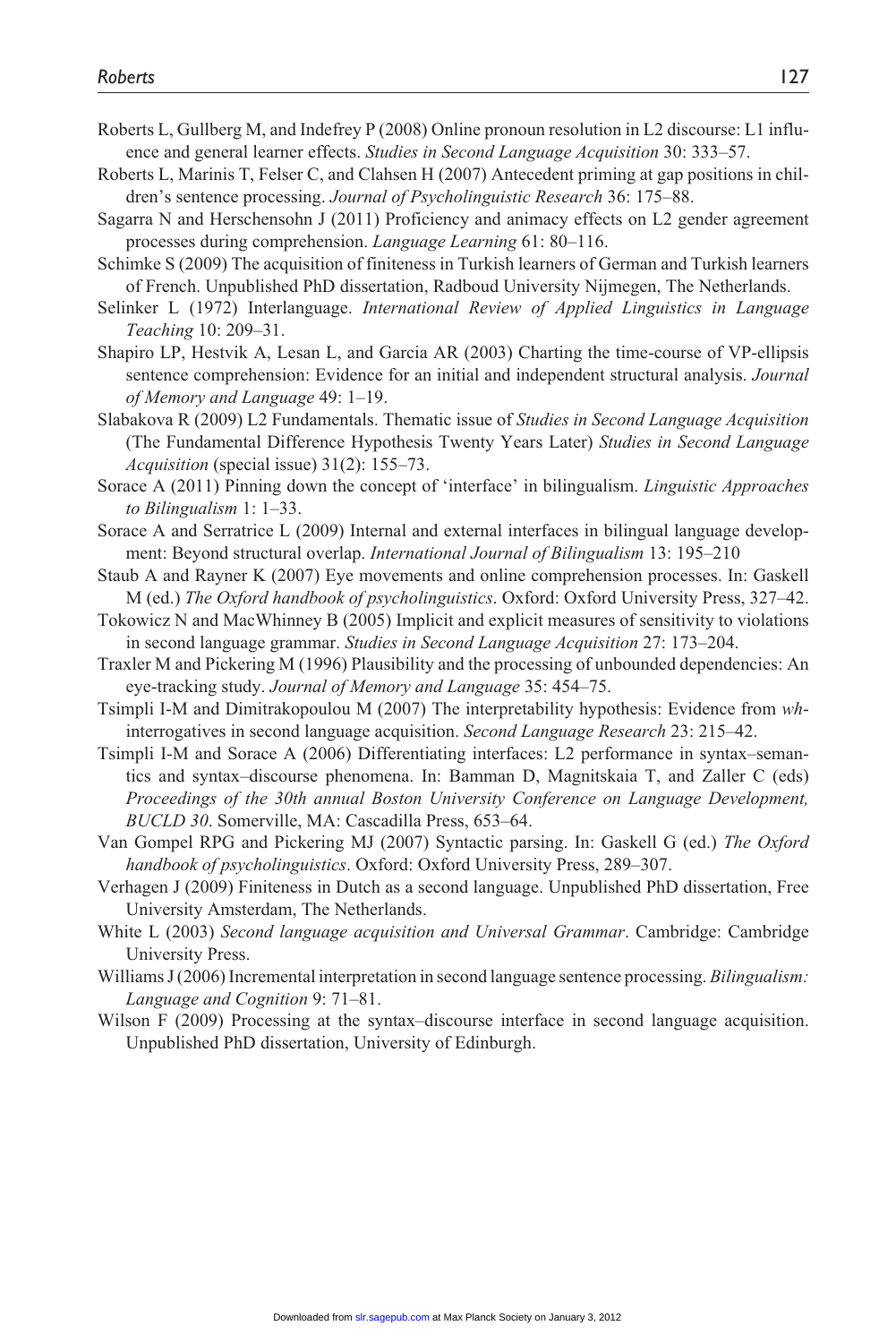Roberts L, Gullberg M, and Indefrey P (2008) Online pronoun resolution in L2 discourse: L1 influence and general learner effects. *Studies in Second Language Acquisition* 30: 333–57.

Roberts L, Marinis T, Felser C, and Clahsen H (2007) Antecedent priming at gap positions in children's sentence processing. *Journal of Psycholinguistic Research* 36: 175–88.

Sagarra N and Herschensohn J (2011) Proficiency and animacy effects on L2 gender agreement processes during comprehension. *Language Learning* 61: 80–116.

Schimke S (2009) The acquisition of finiteness in Turkish learners of German and Turkish learners of French. Unpublished PhD dissertation, Radboud University Nijmegen, The Netherlands.

Selinker L (1972) Interlanguage. *International Review of Applied Linguistics in Language Teaching* 10: 209–31.

Shapiro LP, Hestvik A, Lesan L, and Garcia AR (2003) Charting the time-course of VP-ellipsis sentence comprehension: Evidence for an initial and independent structural analysis. *Journal of Memory and Language* 49: 1–19.

Slabakova R (2009) L2 Fundamentals. Thematic issue of *Studies in Second Language Acquisition* (The Fundamental Difference Hypothesis Twenty Years Later) *Studies in Second Language Acquisition* (special issue) 31(2): 155–73.

Sorace A (2011) Pinning down the concept of 'interface' in bilingualism. *Linguistic Approaches to Bilingualism* 1: 1–33.

Sorace A and Serratrice L (2009) Internal and external interfaces in bilingual language development: Beyond structural overlap. *International Journal of Bilingualism* 13: 195–210

Staub A and Rayner K (2007) Eye movements and online comprehension processes. In: Gaskell M (ed.) *The Oxford handbook of psycholinguistics*. Oxford: Oxford University Press, 327–42.

Tokowicz N and MacWhinney B (2005) Implicit and explicit measures of sensitivity to violations in second language grammar. *Studies in Second Language Acquisition* 27: 173–204.

Traxler M and Pickering M (1996) Plausibility and the processing of unbounded dependencies: An eye-tracking study. *Journal of Memory and Language* 35: 454–75.

Tsimpli I-M and Dimitrakopoulou M (2007) The interpretability hypothesis: Evidence from *wh*-interrogatives in second language acquisition. *Second Language Research* 23: 215–42.

Tsimpli I-M and Sorace A (2006) Differentiating interfaces: L2 performance in syntax–semantics and syntax–discourse phenomena. In: Bamman D, Magnitskaia T, and Zaller C (eds) *Proceedings of the 30th annual Boston University Conference on Language Development, BUCLD 30*. Somerville, MA: Cascadilla Press, 653–64.

Van Gompel RPG and Pickering MJ (2007) Syntactic parsing. In: Gaskell G (ed.) *The Oxford handbook of psycholinguistics*. Oxford: Oxford University Press, 289–307.

Verhagen J (2009) Finiteness in Dutch as a second language. Unpublished PhD dissertation, Free University Amsterdam, The Netherlands.

White L (2003) *Second language acquisition and Universal Grammar*. Cambridge: Cambridge University Press.

Williams J (2006) Incremental interpretation in second language sentence processing. *Bilingualism: Language and Cognition* 9: 71–81.

Wilson F (2009) Processing at the syntax–discourse interface in second language acquisition. Unpublished PhD dissertation, University of Edinburgh.